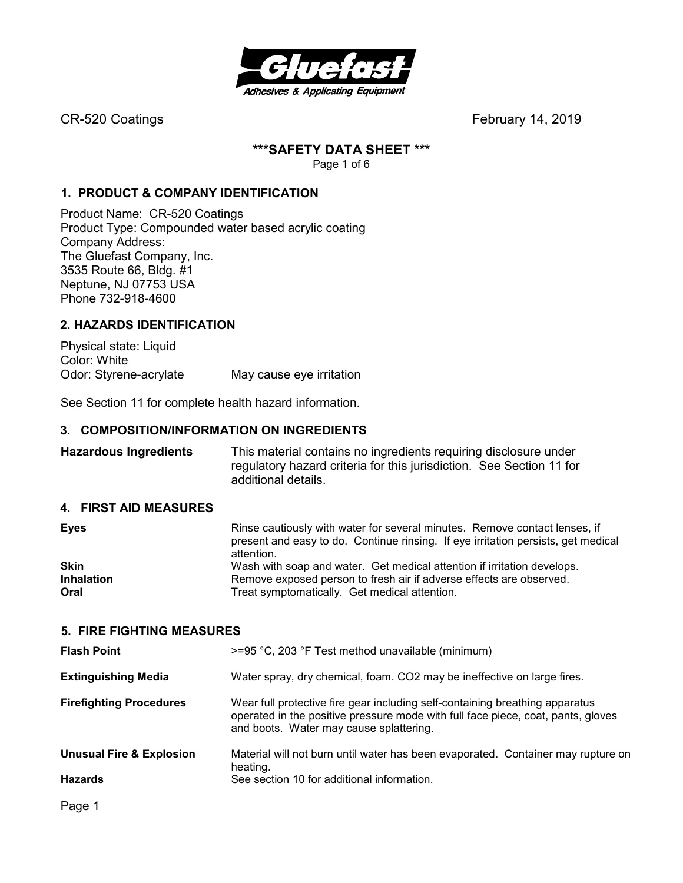CR-520 Coatings February 14, 2019

# ***SAFETY DATA SHEET ***

## 1. PRODUCT & COMPANY IDENTIFICATION

Product Name: CR-520 Coatings
Product Type: Compounded water based acrylic coating
Company Address:
The Gluefast Company, Inc.
3535 Route 66, Bldg. #1
Neptune, NJ 07753 USA
Phone 732-918-4600

## 2. HAZARDS IDENTIFICATION

Physical state: Liquid
Color: White
Odor: Styrene-acrylate May cause eye irritation

See Section 11 for complete health hazard information.

## 3. COMPOSITION/INFORMATION ON INGREDIENTS

**Hazardous Ingredients** This material contains no ingredients requiring disclosure under regulatory hazard criteria for this jurisdiction. See Section 11 for additional details.

## 4. FIRST AID MEASURES

**Eyes** Rinse cautiously with water for several minutes. Remove contact lenses, if present and easy to do. Continue rinsing. If eye irritation persists, get medical attention.

**Skin** Wash with soap and water. Get medical attention if irritation develops.

**Inhalation** Remove exposed person to fresh air if adverse effects are observed.

**Oral** Treat symptomatically. Get medical attention.

## 5. FIRE FIGHTING MEASURES

**Flash Point** >=95 °C, 203 °F Test method unavailable (minimum)

**Extinguishing Media** Water spray, dry chemical, foam. $CO_2$ may be ineffective on large fires.

**Firefighting Procedures** Wear full protective fire gear including self-containing breathing apparatus operated in the positive pressure mode with full face piece, coat, pants, gloves and boots. Water may cause splattering.

**Unusual Fire & Explosion Hazards** Material will not burn until water has been evaporated. Container may rupture on heating. See section 10 for additional information.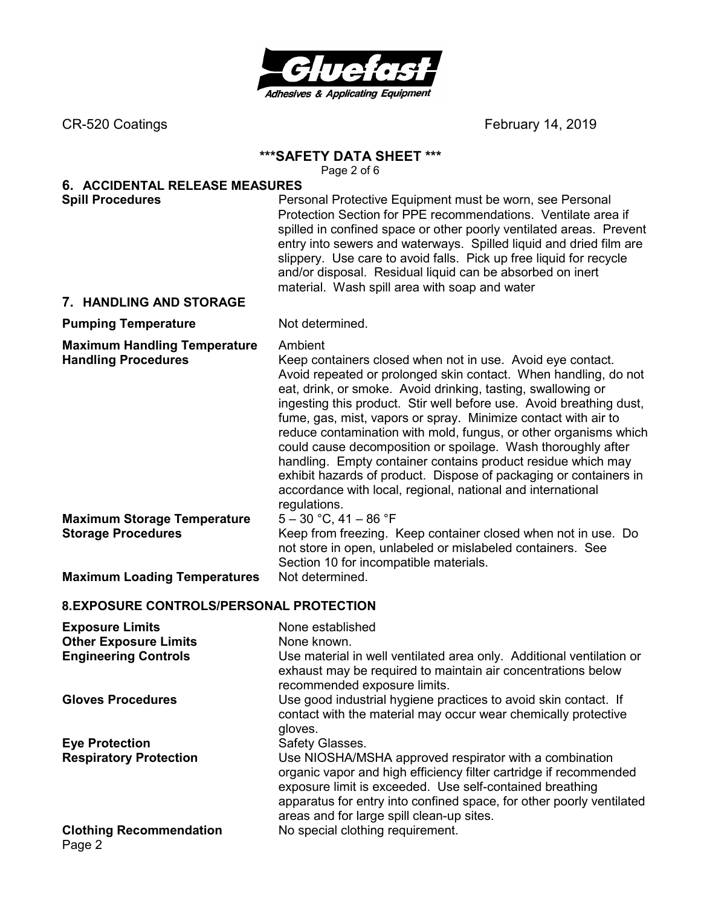## 6. ACCIDENTAL RELEASE MEASURES

| | |
|---|---|
| **Spill Procedures** | Personal Protective Equipment must be worn, see Personal Protection Section for PPE recommendations. Ventilate area if spilled in confined space or other poorly ventilated areas. Prevent entry into sewers and waterways. Spilled liquid and dried film are slippery. Use care to avoid falls. Pick up free liquid for recycle and/or disposal. Residual liquid can be absorbed on inert material. Wash spill area with soap and water |

## 7. HANDLING AND STORAGE

| | |
|---|---|
| **Pumping Temperature** | Not determined. |
| **Maximum Handling Temperature** | Ambient |
| **Handling Procedures** | Keep containers closed when not in use. Avoid eye contact. Avoid repeated or prolonged skin contact. When handling, do not eat, drink, or smoke. Avoid drinking, tasting, swallowing or ingesting this product. Stir well before use. Avoid breathing dust, fume, gas, mist, vapors or spray. Minimize contact with air to reduce contamination with mold, fungus, or other organisms which could cause decomposition or spoilage. Wash thoroughly after handling. Empty container contains product residue which may exhibit hazards of product. Dispose of packaging or containers in accordance with local, regional, national and international regulations. |
| **Maximum Storage Temperature** | 5 – 30 °C, 41 – 86 °F |
| **Storage Procedures** | Keep from freezing. Keep container closed when not in use. Do not store in open, unlabeled or mislabeled containers. See Section 10 for incompatible materials. |
| **Maximum Loading Temperatures** | Not determined. |

## 8. EXPOSURE CONTROLS/PERSONAL PROTECTION

| | |
|---|---|
| **Exposure Limits** | None established |
| **Other Exposure Limits** | None known. |
| **Engineering Controls** | Use material in well ventilated area only. Additional ventilation or exhaust may be required to maintain air concentrations below recommended exposure limits. |
| **Gloves Procedures** | Use good industrial hygiene practices to avoid skin contact. If contact with the material may occur wear chemically protective gloves. |
| **Eye Protection** | Safety Glasses. |
| **Respiratory Protection** | Use NIOSHA/MSHA approved respirator with a combination organic vapor and high efficiency filter cartridge if recommended exposure limit is exceeded. Use self-contained breathing apparatus for entry into confined space, for other poorly ventilated areas and for large spill clean-up sites. |
| **Clothing Recommendation** | No special clothing requirement. |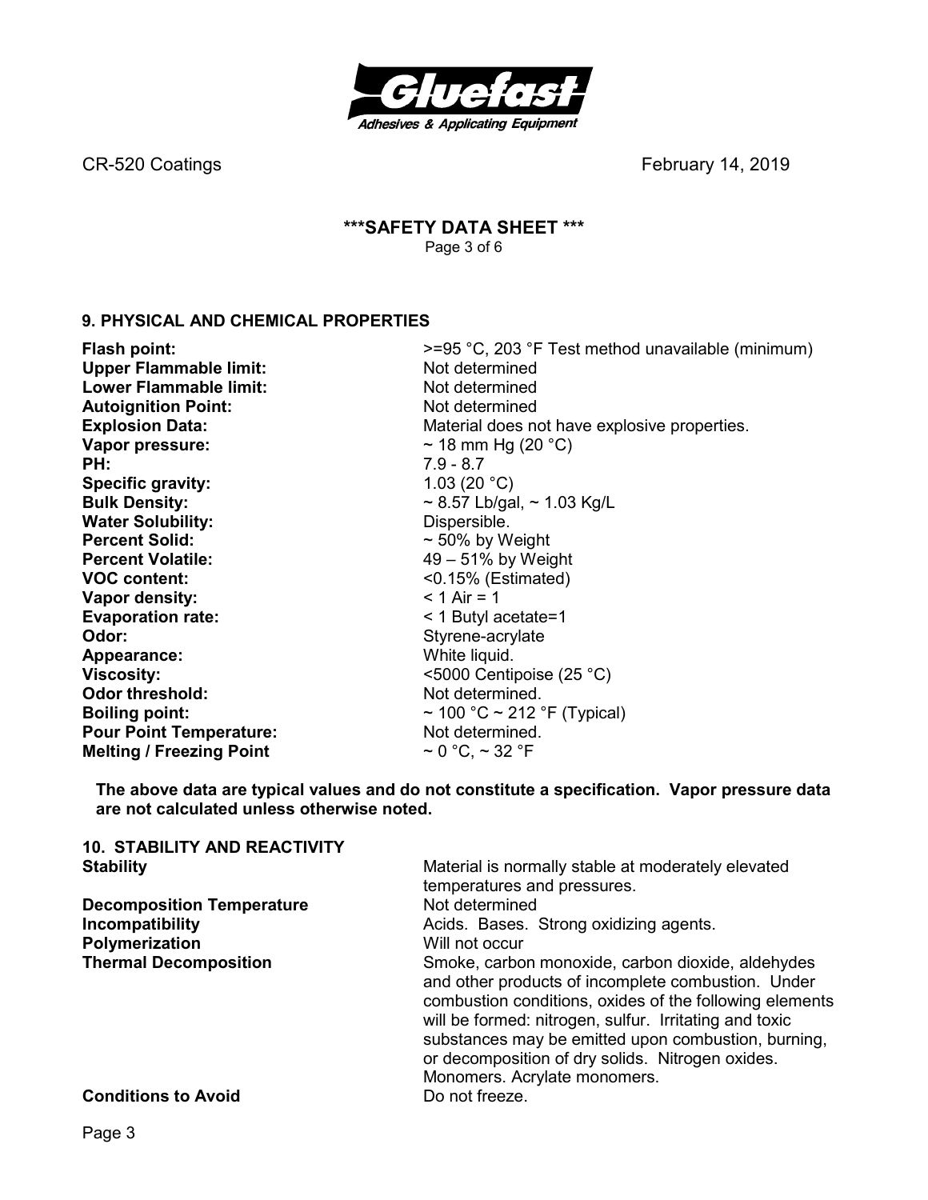## 9. PHYSICAL AND CHEMICAL PROPERTIES

| | |
|---|---|
| **Flash point:** | >=95 °C, 203 °F Test method unavailable (minimum) |
| **Upper Flammable limit:** | Not determined |
| **Lower Flammable limit:** | Not determined |
| **Autoignition Point:** | Not determined |
| **Explosion Data:** | Material does not have explosive properties. |
| **Vapor pressure:** | ~ 18 mm Hg (20 °C) |
| **PH:** | 7.9 - 8.7 |
| **Specific gravity:** | 1.03 (20 °C) |
| **Bulk Density:** | ~ 8.57 Lb/gal, ~ 1.03 Kg/L |
| **Water Solubility:** | Dispersible. |
| **Percent Solid:** | ~ 50% by Weight |
| **Percent Volatile:** | 49 – 51% by Weight |
| **VOC content:** | <0.15% (Estimated) |
| **Vapor density:** | < 1 Air = 1 |
| **Evaporation rate:** | < 1 Butyl acetate=1 |
| **Odor:** | Styrene-acrylate |
| **Appearance:** | White liquid. |
| **Viscosity:** | <5000 Centipoise (25 °C) |
| **Odor threshold:** | Not determined. |
| **Boiling point:** | ~ 100 °C ~ 212 °F (Typical) |
| **Pour Point Temperature:** | Not determined. |
| **Melting / Freezing Point** | ~ 0 °C, ~ 32 °F |

**The above data are typical values and do not constitute a specification. Vapor pressure data are not calculated unless otherwise noted.**

## 10. STABILITY AND REACTIVITY

| | |
|---|---|
| **Stability** | Material is normally stable at moderately elevated temperatures and pressures. |
| **Decomposition Temperature** | Not determined |
| **Incompatibility** | Acids. Bases. Strong oxidizing agents. |
| **Polymerization** | Will not occur |
| **Thermal Decomposition** | Smoke, carbon monoxide, carbon dioxide, aldehydes and other products of incomplete combustion. Under combustion conditions, oxides of the following elements will be formed: nitrogen, sulfur. Irritating and toxic substances may be emitted upon combustion, burning, or decomposition of dry solids. Nitrogen oxides. Monomers. Acrylate monomers. |
| **Conditions to Avoid** | Do not freeze. |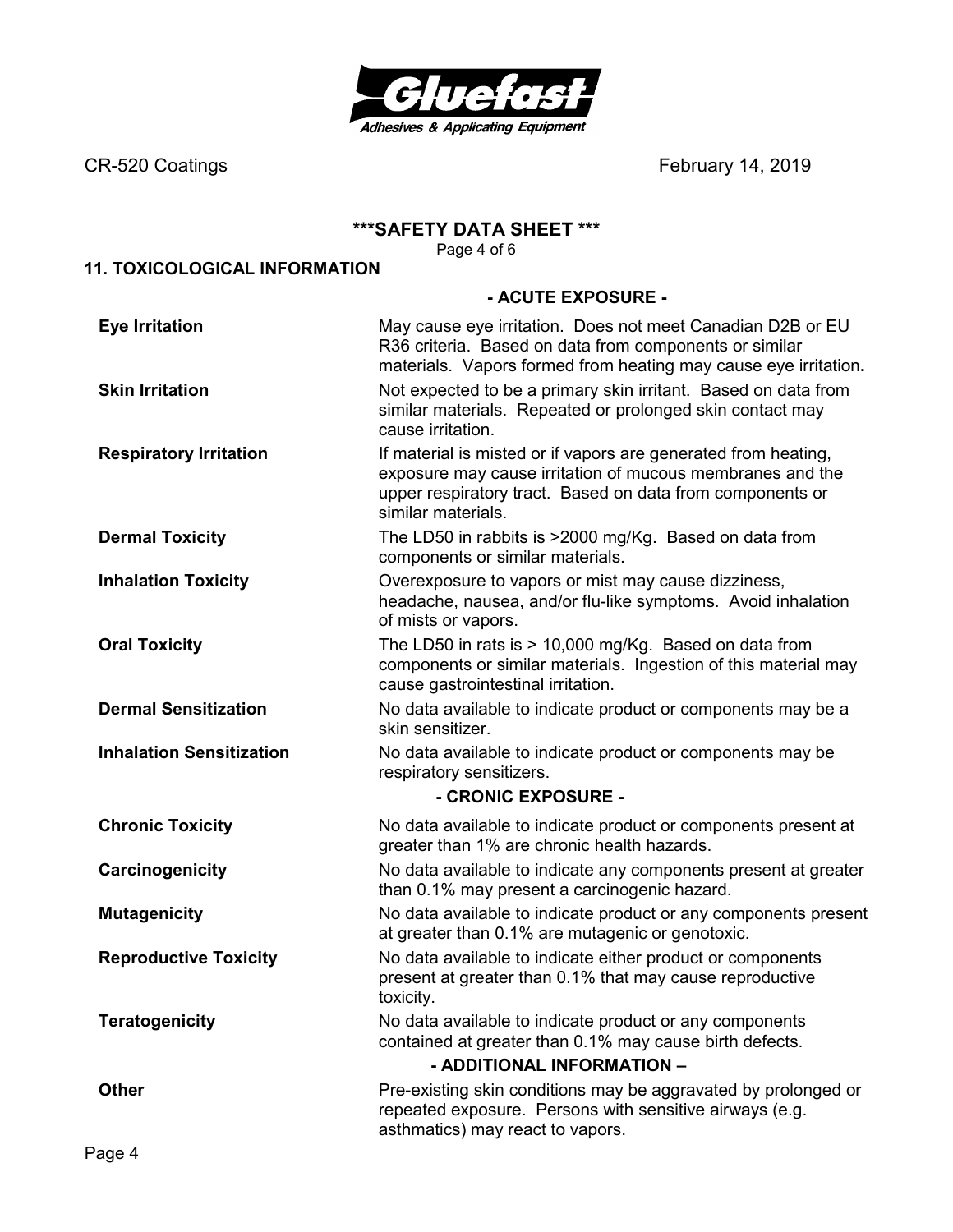## \*\*\*SAFETY DATA SHEET \*\*\*

## 11. TOXICOLOGICAL INFORMATION

### - ACUTE EXPOSURE -

| | |
|---|---|
| **Eye Irritation** | May cause eye irritation. Does not meet Canadian D2B or EU R36 criteria. Based on data from components or similar materials. Vapors formed from heating may cause eye irritation**.** |
| **Skin Irritation** | Not expected to be a primary skin irritant. Based on data from similar materials. Repeated or prolonged skin contact may cause irritation. |
| **Respiratory Irritation** | If material is misted or if vapors are generated from heating, exposure may cause irritation of mucous membranes and the upper respiratory tract. Based on data from components or similar materials. |
| **Dermal Toxicity** | The LD50 in rabbits is >2000 mg/Kg. Based on data from components or similar materials. |
| **Inhalation Toxicity** | Overexposure to vapors or mist may cause dizziness, headache, nausea, and/or flu-like symptoms. Avoid inhalation of mists or vapors. |
| **Oral Toxicity** | The LD50 in rats is > 10,000 mg/Kg. Based on data from components or similar materials. Ingestion of this material may cause gastrointestinal irritation. |
| **Dermal Sensitization** | No data available to indicate product or components may be a skin sensitizer. |
| **Inhalation Sensitization** | No data available to indicate product or components may be respiratory sensitizers. |

### - CRONIC EXPOSURE -

| | |
|---|---|
| **Chronic Toxicity** | No data available to indicate product or components present at greater than 1% are chronic health hazards. |
| **Carcinogenicity** | No data available to indicate any components present at greater than 0.1% may present a carcinogenic hazard. |
| **Mutagenicity** | No data available to indicate product or any components present at greater than 0.1% are mutagenic or genotoxic. |
| **Reproductive Toxicity** | No data available to indicate either product or components present at greater than 0.1% that may cause reproductive toxicity. |
| **Teratogenicity** | No data available to indicate product or any components contained at greater than 0.1% may cause birth defects. |

### - ADDITIONAL INFORMATION –

| | |
|---|---|
| **Other** | Pre-existing skin conditions may be aggravated by prolonged or repeated exposure. Persons with sensitive airways (e.g. asthmatics) may react to vapors. |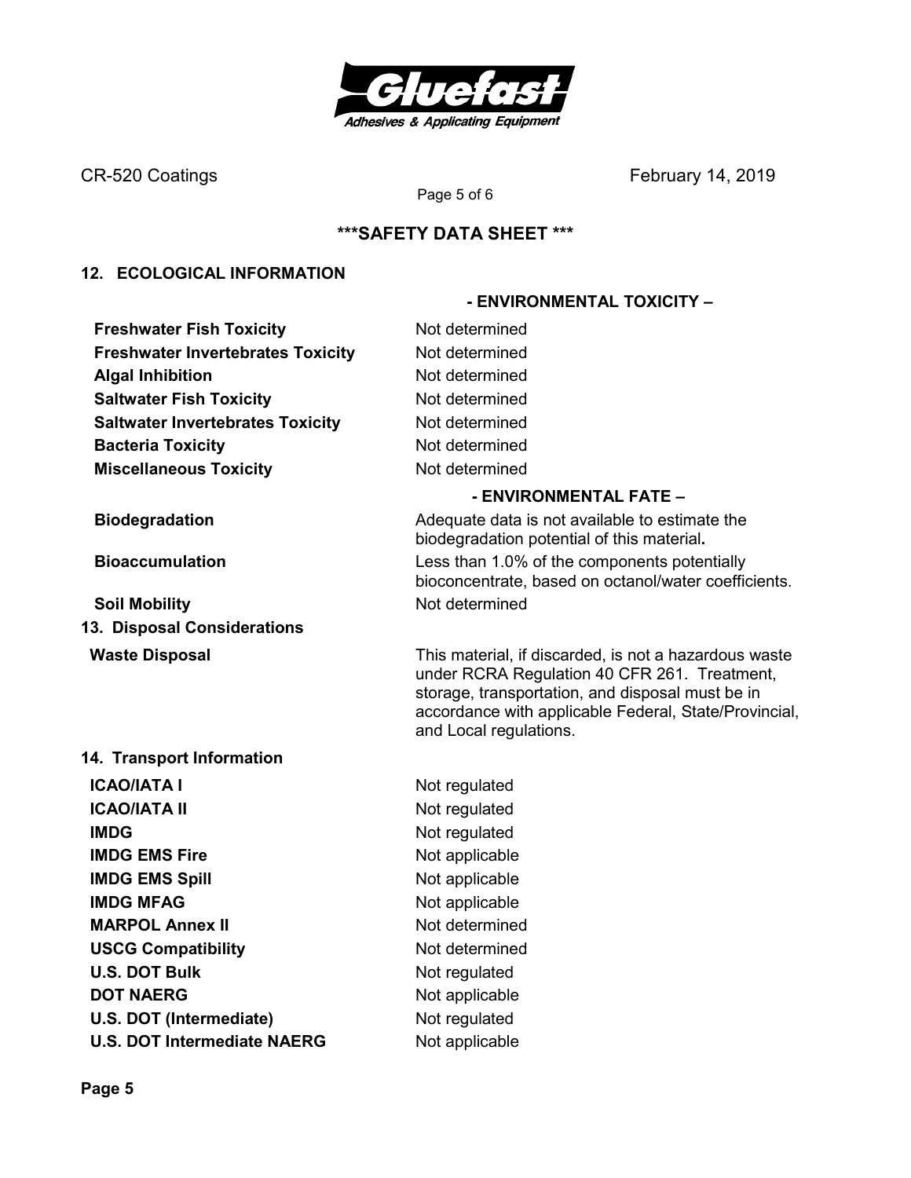## ***SAFETY DATA SHEET ***

### 12. ECOLOGICAL INFORMATION

**- ENVIRONMENTAL TOXICITY –**

| | |
|---|---|
| **Freshwater Fish Toxicity** | Not determined |
| **Freshwater Invertebrates Toxicity** | Not determined |
| **Algal Inhibition** | Not determined |
| **Saltwater Fish Toxicity** | Not determined |
| **Saltwater Invertebrates Toxicity** | Not determined |
| **Bacteria Toxicity** | Not determined |
| **Miscellaneous Toxicity** | Not determined |

**- ENVIRONMENTAL FATE –**

| | |
|---|---|
| **Biodegradation** | Adequate data is not available to estimate the biodegradation potential of this material. |
| **Bioaccumulation** | Less than 1.0% of the components potentially bioconcentrate, based on octanol/water coefficients. |
| **Soil Mobility** | Not determined |

### 13. Disposal Considerations

| | |
|---|---|
| **Waste Disposal** | This material, if discarded, is not a hazardous waste under RCRA Regulation 40 CFR 261. Treatment, storage, transportation, and disposal must be in accordance with applicable Federal, State/Provincial, and Local regulations. |

### 14. Transport Information

| | |
|---|---|
| **ICAO/IATA I** | Not regulated |
| **ICAO/IATA II** | Not regulated |
| **IMDG** | Not regulated |
| **IMDG EMS Fire** | Not applicable |
| **IMDG EMS Spill** | Not applicable |
| **IMDG MFAG** | Not applicable |
| **MARPOL Annex II** | Not determined |
| **USCG Compatibility** | Not determined |
| **U.S. DOT Bulk** | Not regulated |
| **DOT NAERG** | Not applicable |
| **U.S. DOT (Intermediate)** | Not regulated |
| **U.S. DOT Intermediate NAERG** | Not applicable |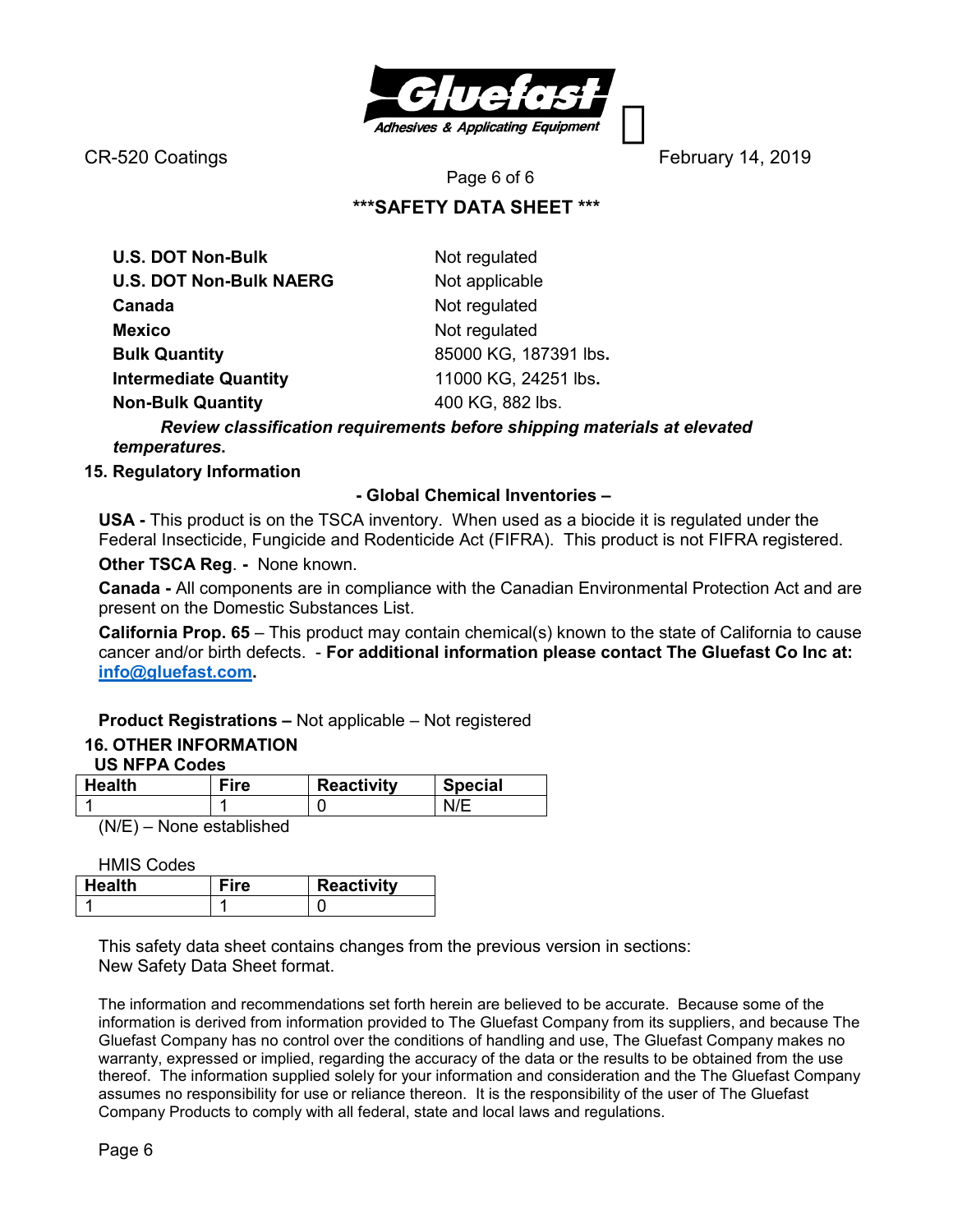| | |
|---|---|
| **U.S. DOT Non-Bulk** | Not regulated |
| **U.S. DOT Non-Bulk NAERG** | Not applicable |
| **Canada** | Not regulated |
| **Mexico** | Not regulated |
| **Bulk Quantity** | 85000 KG, 187391 lbs. |
| **Intermediate Quantity** | 11000 KG, 24251 lbs. |
| **Non-Bulk Quantity** | 400 KG, 882 lbs. |

***Review classification requirements before shipping materials at elevated temperatures.***

## 15. Regulatory Information

**- Global Chemical Inventories –**

**USA -** This product is on the TSCA inventory. When used as a biocide it is regulated under the Federal Insecticide, Fungicide and Rodenticide Act (FIFRA). This product is not FIFRA registered.

**Other TSCA Reg**. **-** None known.

**Canada -** All components are in compliance with the Canadian Environmental Protection Act and are present on the Domestic Substances List.

**California Prop. 65** – This product may contain chemical(s) known to the state of California to cause cancer and/or birth defects. - **For additional information please contact The Gluefast Co Inc at: info@gluefast.com.**

**Product Registrations –** Not applicable – Not registered

## 16. OTHER INFORMATION

**US NFPA Codes**

| Health | Fire | Reactivity | Special |
|---|---|---|---|
| 1 | 1 | 0 | N/E |

(N/E) – None established

HMIS Codes

| Health | Fire | Reactivity |
|---|---|---|
| 1 | 1 | 0 |

This safety data sheet contains changes from the previous version in sections:
New Safety Data Sheet format.

The information and recommendations set forth herein are believed to be accurate. Because some of the information is derived from information provided to The Gluefast Company from its suppliers, and because The Gluefast Company has no control over the conditions of handling and use, The Gluefast Company makes no warranty, expressed or implied, regarding the accuracy of the data or the results to be obtained from the use thereof. The information supplied solely for your information and consideration and the The Gluefast Company assumes no responsibility for use or reliance thereon. It is the responsibility of the user of The Gluefast Company Products to comply with all federal, state and local laws and regulations.